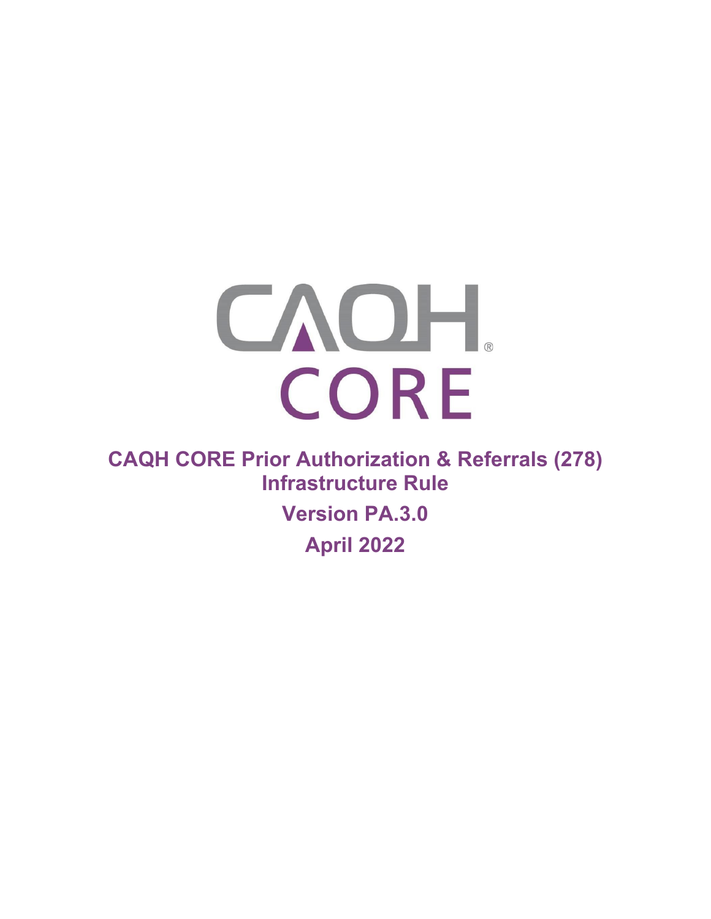CAQH® CORE

# CAQH CORE Prior Authorization & Referrals (278) Infrastructure Rule

## Version PA.3.0

## April 2022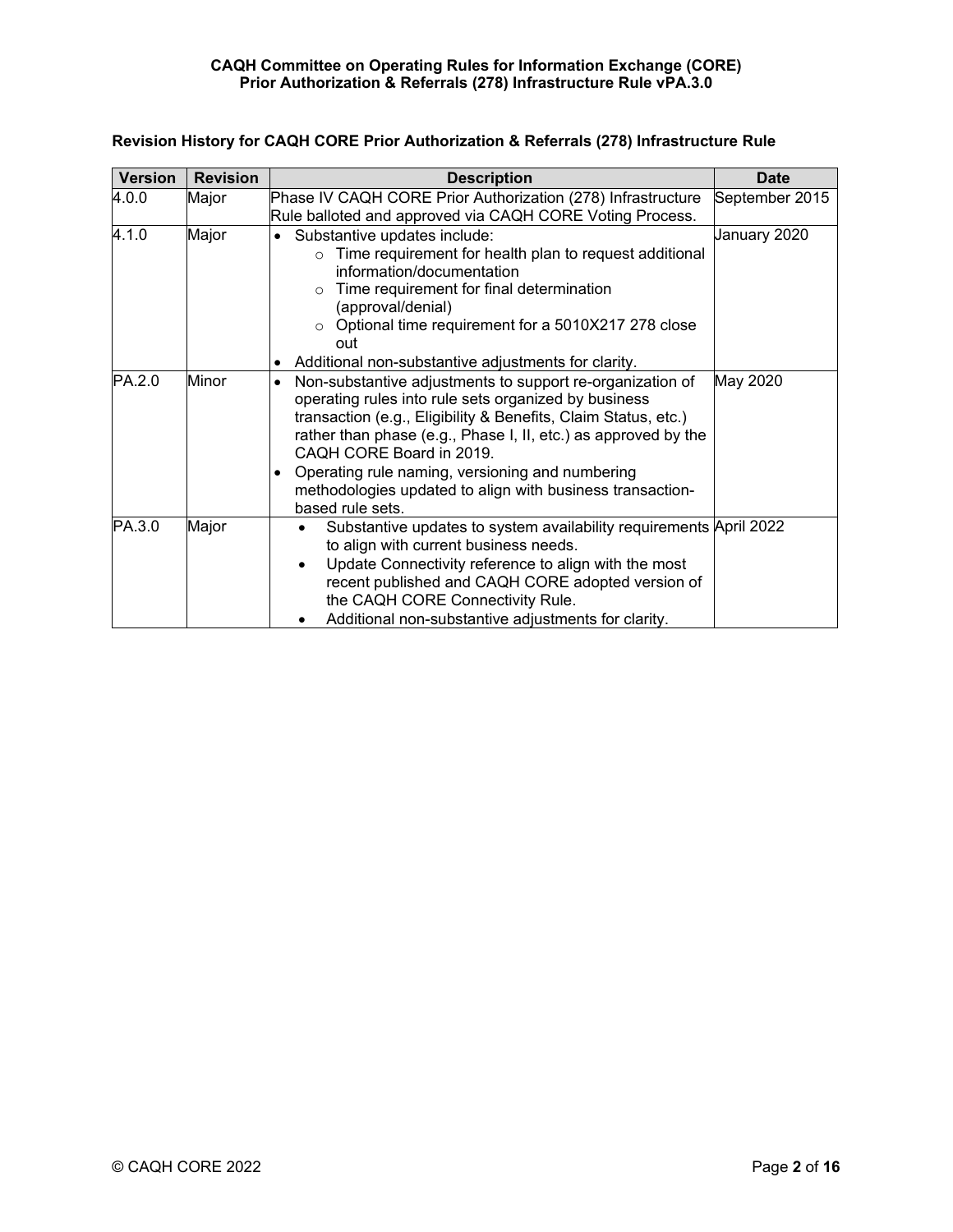**Revision History for CAQH CORE Prior Authorization & Referrals (278) Infrastructure Rule**

| Version | Revision | Description | Date |
|---|---|---|---|
| 4.0.0 | Major | Phase IV CAQH CORE Prior Authorization (278) Infrastructure Rule balloted and approved via CAQH CORE Voting Process. | September 2015 |
| 4.1.0 | Major | • Substantive updates include:<br>  ○ Time requirement for health plan to request additional information/documentation<br>  ○ Time requirement for final determination (approval/denial)<br>  ○ Optional time requirement for a 5010X217 278 close out<br>• Additional non-substantive adjustments for clarity. | January 2020 |
| PA.2.0 | Minor | • Non-substantive adjustments to support re-organization of operating rules into rule sets organized by business transaction (e.g., Eligibility & Benefits, Claim Status, etc.) rather than phase (e.g., Phase I, II, etc.) as approved by the CAQH CORE Board in 2019.<br>• Operating rule naming, versioning and numbering methodologies updated to align with business transaction-based rule sets. | May 2020 |
| PA.3.0 | Major | • Substantive updates to system availability requirements to align with current business needs.<br>• Update Connectivity reference to align with the most recent published and CAQH CORE adopted version of the CAQH CORE Connectivity Rule.<br>• Additional non-substantive adjustments for clarity. | April 2022 |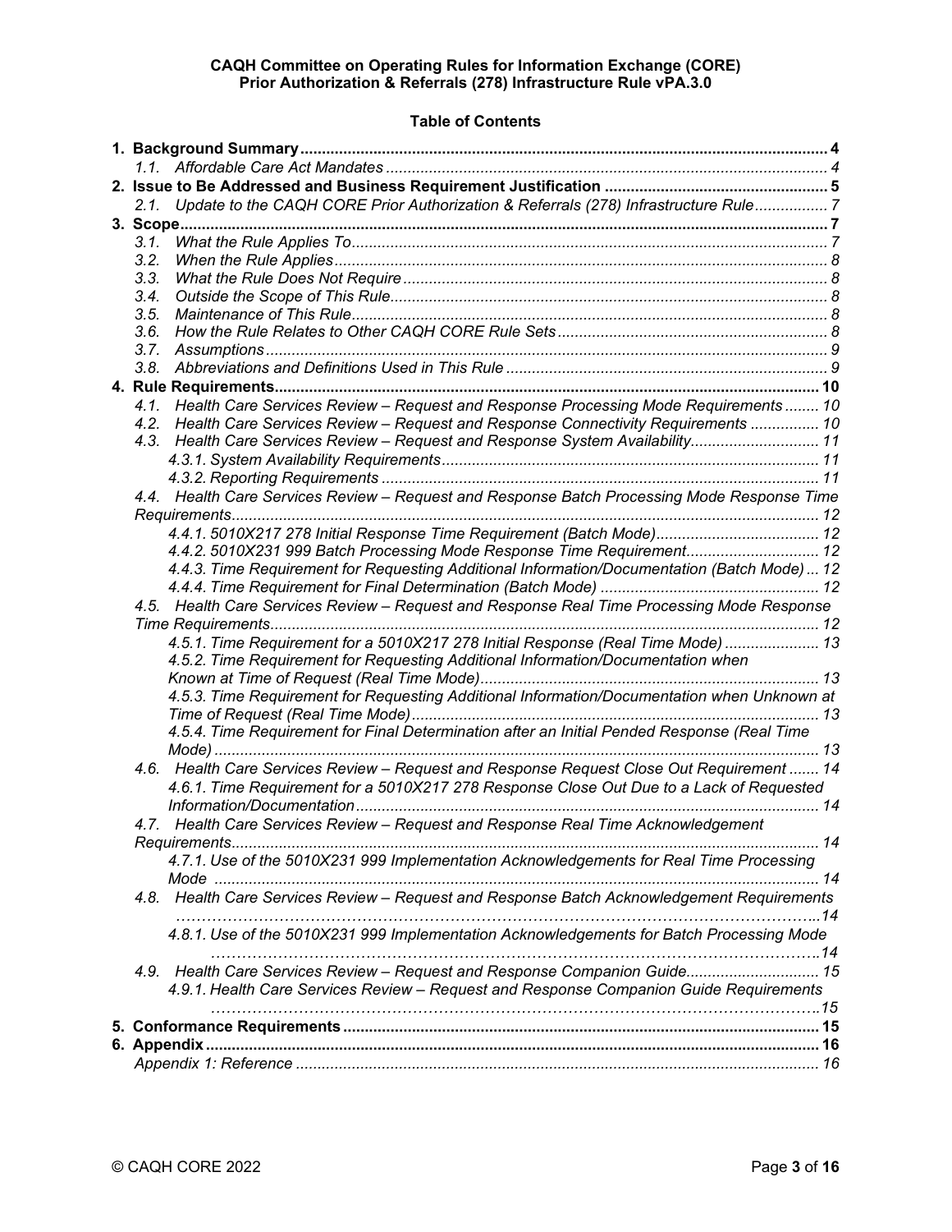**Table of Contents**

1. **Background Summary** .... 4
    - 1.1. *Affordable Care Act Mandates* .... 4
2. **Issue to Be Addressed and Business Requirement Justification** .... 5
    - 2.1. *Update to the CAQH CORE Prior Authorization & Referrals (278) Infrastructure Rule* .... 7
3. **Scope** .... 7
    - 3.1. *What the Rule Applies To* .... 7
    - 3.2. *When the Rule Applies* .... 8
    - 3.3. *What the Rule Does Not Require* .... 8
    - 3.4. *Outside the Scope of This Rule* .... 8
    - 3.5. *Maintenance of This Rule* .... 8
    - 3.6. *How the Rule Relates to Other CAQH CORE Rule Sets* .... 8
    - 3.7. *Assumptions* .... 9
    - 3.8. *Abbreviations and Definitions Used in This Rule* .... 9
4. **Rule Requirements** .... 10
    - 4.1. *Health Care Services Review – Request and Response Processing Mode Requirements* .... 10
    - 4.2. *Health Care Services Review – Request and Response Connectivity Requirements* .... 10
    - 4.3. *Health Care Services Review – Request and Response System Availability* .... 11
        - *4.3.1. System Availability Requirements* .... 11
        - *4.3.2. Reporting Requirements* .... 11
    - 4.4. *Health Care Services Review – Request and Response Batch Processing Mode Response Time Requirements* .... 12
        - *4.4.1. 5010X217 278 Initial Response Time Requirement (Batch Mode)* .... 12
        - *4.4.2. 5010X231 999 Batch Processing Mode Response Time Requirement* .... 12
        - *4.4.3. Time Requirement for Requesting Additional Information/Documentation (Batch Mode)* .... 12
        - *4.4.4. Time Requirement for Final Determination (Batch Mode)* .... 12
    - 4.5. *Health Care Services Review – Request and Response Real Time Processing Mode Response Time Requirements* .... 12
        - *4.5.1. Time Requirement for a 5010X217 278 Initial Response (Real Time Mode)* .... 13
        - *4.5.2. Time Requirement for Requesting Additional Information/Documentation when Known at Time of Request (Real Time Mode)* .... 13
        - *4.5.3. Time Requirement for Requesting Additional Information/Documentation when Unknown at Time of Request (Real Time Mode)* .... 13
        - *4.5.4. Time Requirement for Final Determination after an Initial Pended Response (Real Time Mode)* .... 13
    - 4.6. *Health Care Services Review – Request and Response Request Close Out Requirement* .... 14
        - *4.6.1. Time Requirement for a 5010X217 278 Response Close Out Due to a Lack of Requested Information/Documentation* .... 14
    - 4.7. *Health Care Services Review – Request and Response Real Time Acknowledgement Requirements* .... 14
        - *4.7.1. Use of the 5010X231 999 Implementation Acknowledgements for Real Time Processing Mode* .... 14
    - 4.8. *Health Care Services Review – Request and Response Batch Acknowledgement Requirements* .... 14
        - *4.8.1. Use of the 5010X231 999 Implementation Acknowledgements for Batch Processing Mode* .... 14
    - 4.9. *Health Care Services Review – Request and Response Companion Guide* .... 15
        - *4.9.1. Health Care Services Review – Request and Response Companion Guide Requirements* .... 15
5. **Conformance Requirements** .... 15
6. **Appendix** .... 16
    - *Appendix 1: Reference* .... 16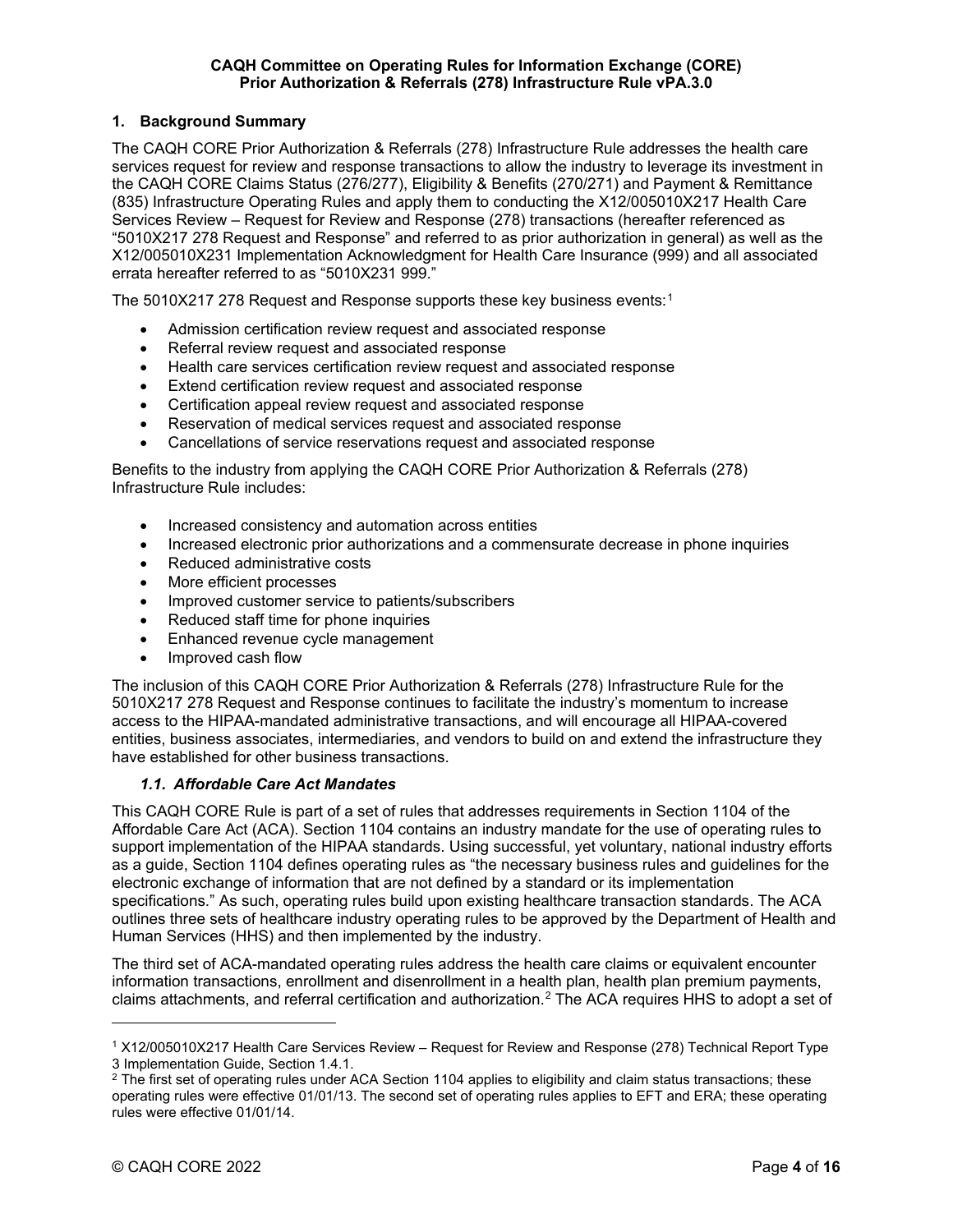## 1. Background Summary

The CAQH CORE Prior Authorization & Referrals (278) Infrastructure Rule addresses the health care services request for review and response transactions to allow the industry to leverage its investment in the CAQH CORE Claims Status (276/277), Eligibility & Benefits (270/271) and Payment & Remittance (835) Infrastructure Operating Rules and apply them to conducting the X12/005010X217 Health Care Services Review – Request for Review and Response (278) transactions (hereafter referenced as "5010X217 278 Request and Response" and referred to as prior authorization in general) as well as the X12/005010X231 Implementation Acknowledgment for Health Care Insurance (999) and all associated errata hereafter referred to as "5010X231 999."

The 5010X217 278 Request and Response supports these key business events:[1]

- Admission certification review request and associated response
- Referral review request and associated response
- Health care services certification review request and associated response
- Extend certification review request and associated response
- Certification appeal review request and associated response
- Reservation of medical services request and associated response
- Cancellations of service reservations request and associated response

Benefits to the industry from applying the CAQH CORE Prior Authorization & Referrals (278) Infrastructure Rule includes:

- Increased consistency and automation across entities
- Increased electronic prior authorizations and a commensurate decrease in phone inquiries
- Reduced administrative costs
- More efficient processes
- Improved customer service to patients/subscribers
- Reduced staff time for phone inquiries
- Enhanced revenue cycle management
- Improved cash flow

The inclusion of this CAQH CORE Prior Authorization & Referrals (278) Infrastructure Rule for the 5010X217 278 Request and Response continues to facilitate the industry's momentum to increase access to the HIPAA-mandated administrative transactions, and will encourage all HIPAA-covered entities, business associates, intermediaries, and vendors to build on and extend the infrastructure they have established for other business transactions.

### *1.1. Affordable Care Act Mandates*

This CAQH CORE Rule is part of a set of rules that addresses requirements in Section 1104 of the Affordable Care Act (ACA). Section 1104 contains an industry mandate for the use of operating rules to support implementation of the HIPAA standards. Using successful, yet voluntary, national industry efforts as a guide, Section 1104 defines operating rules as "the necessary business rules and guidelines for the electronic exchange of information that are not defined by a standard or its implementation specifications." As such, operating rules build upon existing healthcare transaction standards. The ACA outlines three sets of healthcare industry operating rules to be approved by the Department of Health and Human Services (HHS) and then implemented by the industry.

The third set of ACA-mandated operating rules address the health care claims or equivalent encounter information transactions, enrollment and disenrollment in a health plan, health plan premium payments, claims attachments, and referral certification and authorization.[2] The ACA requires HHS to adopt a set of

---

[1] X12/005010X217 Health Care Services Review – Request for Review and Response (278) Technical Report Type 3 Implementation Guide, Section 1.4.1.

[2] The first set of operating rules under ACA Section 1104 applies to eligibility and claim status transactions; these operating rules were effective 01/01/13. The second set of operating rules applies to EFT and ERA; these operating rules were effective 01/01/14.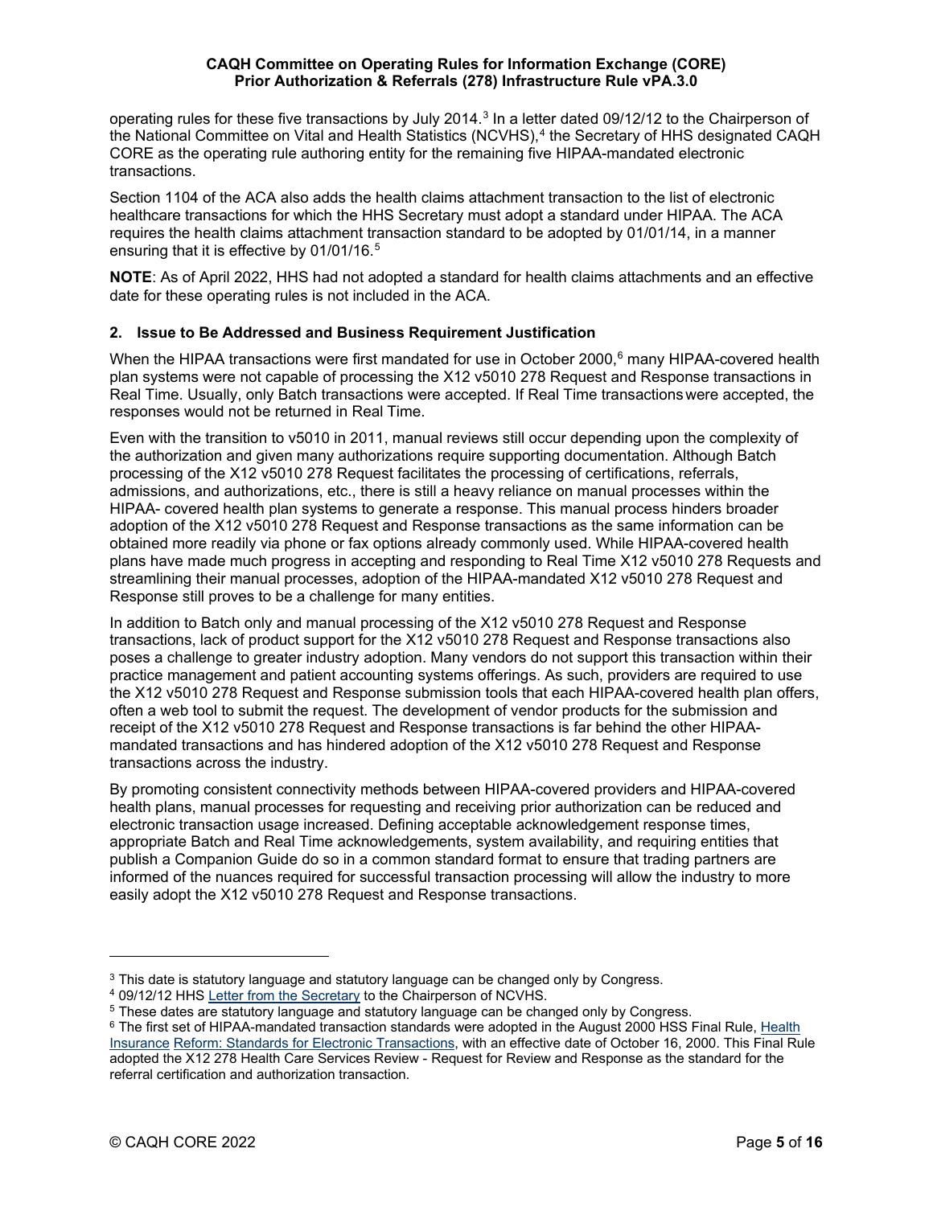operating rules for these five transactions by July 2014.[3] In a letter dated 09/12/12 to the Chairperson of the National Committee on Vital and Health Statistics (NCVHS),[4] the Secretary of HHS designated CAQH CORE as the operating rule authoring entity for the remaining five HIPAA-mandated electronic transactions.

Section 1104 of the ACA also adds the health claims attachment transaction to the list of electronic healthcare transactions for which the HHS Secretary must adopt a standard under HIPAA. The ACA requires the health claims attachment transaction standard to be adopted by 01/01/14, in a manner ensuring that it is effective by 01/01/16.[5]

**NOTE**: As of April 2022, HHS had not adopted a standard for health claims attachments and an effective date for these operating rules is not included in the ACA.

## 2. Issue to Be Addressed and Business Requirement Justification

When the HIPAA transactions were first mandated for use in October 2000,[6] many HIPAA-covered health plan systems were not capable of processing the X12 v5010 278 Request and Response transactions in Real Time. Usually, only Batch transactions were accepted. If Real Time transactions were accepted, the responses would not be returned in Real Time.

Even with the transition to v5010 in 2011, manual reviews still occur depending upon the complexity of the authorization and given many authorizations require supporting documentation. Although Batch processing of the X12 v5010 278 Request facilitates the processing of certifications, referrals, admissions, and authorizations, etc., there is still a heavy reliance on manual processes within the HIPAA- covered health plan systems to generate a response. This manual process hinders broader adoption of the X12 v5010 278 Request and Response transactions as the same information can be obtained more readily via phone or fax options already commonly used. While HIPAA-covered health plans have made much progress in accepting and responding to Real Time X12 v5010 278 Requests and streamlining their manual processes, adoption of the HIPAA-mandated X12 v5010 278 Request and Response still proves to be a challenge for many entities.

In addition to Batch only and manual processing of the X12 v5010 278 Request and Response transactions, lack of product support for the X12 v5010 278 Request and Response transactions also poses a challenge to greater industry adoption. Many vendors do not support this transaction within their practice management and patient accounting systems offerings. As such, providers are required to use the X12 v5010 278 Request and Response submission tools that each HIPAA-covered health plan offers, often a web tool to submit the request. The development of vendor products for the submission and receipt of the X12 v5010 278 Request and Response transactions is far behind the other HIPAA-mandated transactions and has hindered adoption of the X12 v5010 278 Request and Response transactions across the industry.

By promoting consistent connectivity methods between HIPAA-covered providers and HIPAA-covered health plans, manual processes for requesting and receiving prior authorization can be reduced and electronic transaction usage increased. Defining acceptable acknowledgement response times, appropriate Batch and Real Time acknowledgements, system availability, and requiring entities that publish a Companion Guide do so in a common standard format to ensure that trading partners are informed of the nuances required for successful transaction processing will allow the industry to more easily adopt the X12 v5010 278 Request and Response transactions.

---

[3] This date is statutory language and statutory language can be changed only by Congress.

[4] 09/12/12 HHS Letter from the Secretary to the Chairperson of NCVHS.

[5] These dates are statutory language and statutory language can be changed only by Congress.

[6] The first set of HIPAA-mandated transaction standards were adopted in the August 2000 HSS Final Rule, Health Insurance Reform: Standards for Electronic Transactions, with an effective date of October 16, 2000. This Final Rule adopted the X12 278 Health Care Services Review - Request for Review and Response as the standard for the referral certification and authorization transaction.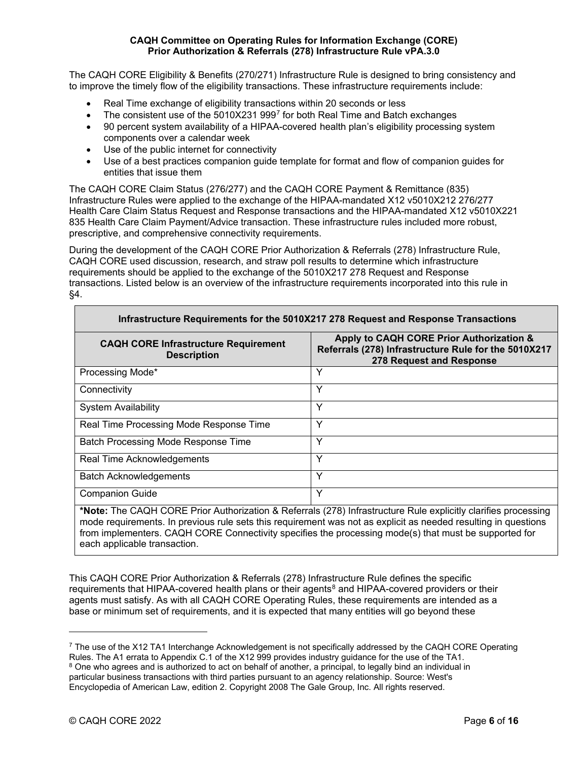The CAQH CORE Eligibility & Benefits (270/271) Infrastructure Rule is designed to bring consistency and to improve the timely flow of the eligibility transactions. These infrastructure requirements include:

- Real Time exchange of eligibility transactions within 20 seconds or less
- The consistent use of the 5010X231 999[7] for both Real Time and Batch exchanges
- 90 percent system availability of a HIPAA-covered health plan's eligibility processing system components over a calendar week
- Use of the public internet for connectivity
- Use of a best practices companion guide template for format and flow of companion guides for entities that issue them

The CAQH CORE Claim Status (276/277) and the CAQH CORE Payment & Remittance (835) Infrastructure Rules were applied to the exchange of the HIPAA-mandated X12 v5010X212 276/277 Health Care Claim Status Request and Response transactions and the HIPAA-mandated X12 v5010X221 835 Health Care Claim Payment/Advice transaction. These infrastructure rules included more robust, prescriptive, and comprehensive connectivity requirements.

During the development of the CAQH CORE Prior Authorization & Referrals (278) Infrastructure Rule, CAQH CORE used discussion, research, and straw poll results to determine which infrastructure requirements should be applied to the exchange of the 5010X217 278 Request and Response transactions. Listed below is an overview of the infrastructure requirements incorporated into this rule in §4.

| Infrastructure Requirements for the 5010X217 278 Request and Response Transactions | |
|---|---|
| **CAQH CORE Infrastructure Requirement Description** | **Apply to CAQH CORE Prior Authorization & Referrals (278) Infrastructure Rule for the 5010X217 278 Request and Response** |
| Processing Mode* | Y |
| Connectivity | Y |
| System Availability | Y |
| Real Time Processing Mode Response Time | Y |
| Batch Processing Mode Response Time | Y |
| Real Time Acknowledgements | Y |
| Batch Acknowledgements | Y |
| Companion Guide | Y |

***Note:** The CAQH CORE Prior Authorization & Referrals (278) Infrastructure Rule explicitly clarifies processing mode requirements. In previous rule sets this requirement was not as explicit as needed resulting in questions from implementers. CAQH CORE Connectivity specifies the processing mode(s) that must be supported for each applicable transaction.

This CAQH CORE Prior Authorization & Referrals (278) Infrastructure Rule defines the specific requirements that HIPAA-covered health plans or their agents[8] and HIPAA-covered providers or their agents must satisfy. As with all CAQH CORE Operating Rules, these requirements are intended as a base or minimum set of requirements, and it is expected that many entities will go beyond these

[7] The use of the X12 TA1 Interchange Acknowledgement is not specifically addressed by the CAQH CORE Operating Rules. The A1 errata to Appendix C.1 of the X12 999 provides industry guidance for the use of the TA1.

[8] One who agrees and is authorized to act on behalf of another, a principal, to legally bind an individual in particular business transactions with third parties pursuant to an agency relationship. Source: West's Encyclopedia of American Law, edition 2. Copyright 2008 The Gale Group, Inc. All rights reserved.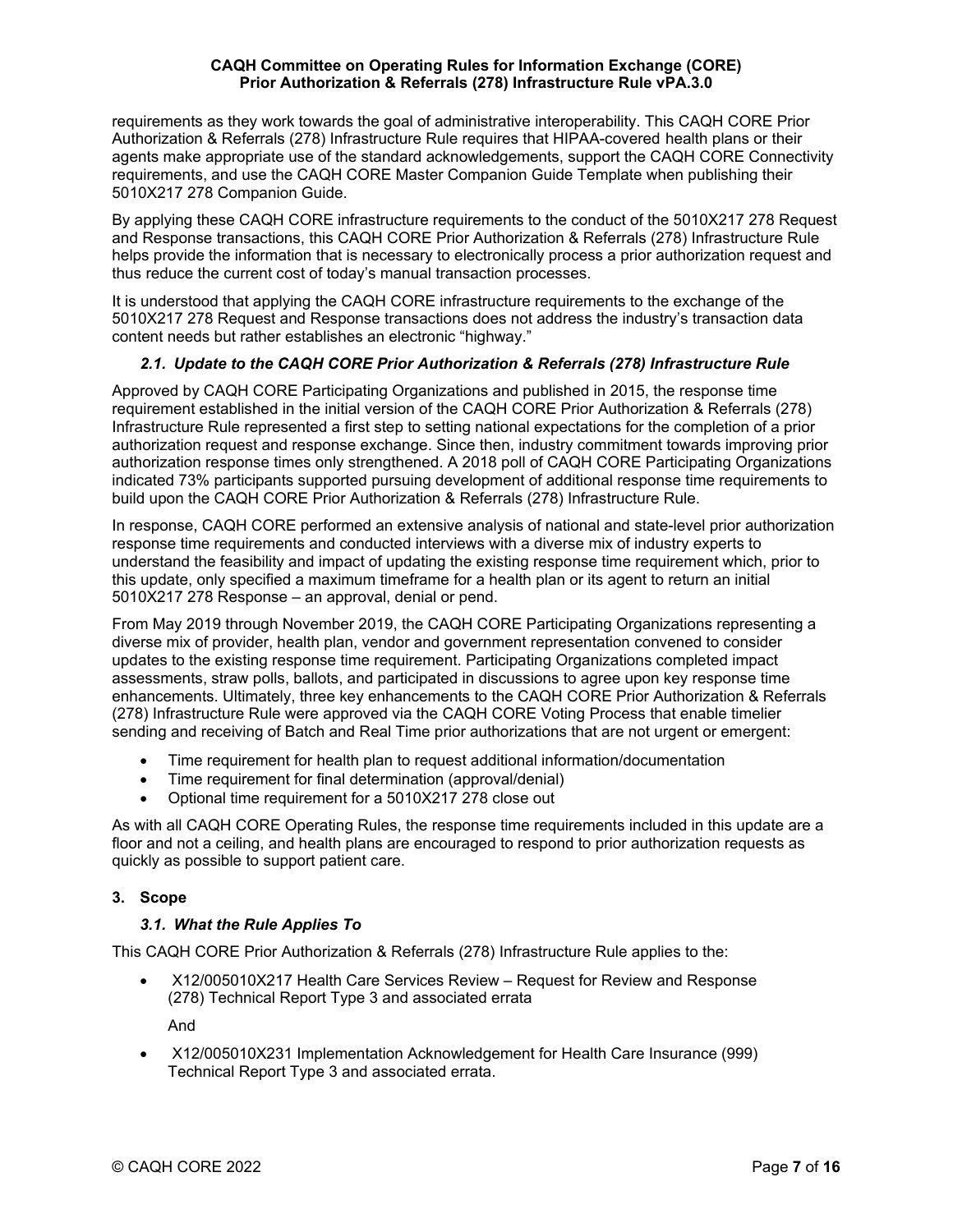requirements as they work towards the goal of administrative interoperability. This CAQH CORE Prior Authorization & Referrals (278) Infrastructure Rule requires that HIPAA-covered health plans or their agents make appropriate use of the standard acknowledgements, support the CAQH CORE Connectivity requirements, and use the CAQH CORE Master Companion Guide Template when publishing their 5010X217 278 Companion Guide.

By applying these CAQH CORE infrastructure requirements to the conduct of the 5010X217 278 Request and Response transactions, this CAQH CORE Prior Authorization & Referrals (278) Infrastructure Rule helps provide the information that is necessary to electronically process a prior authorization request and thus reduce the current cost of today's manual transaction processes.

It is understood that applying the CAQH CORE infrastructure requirements to the exchange of the 5010X217 278 Request and Response transactions does not address the industry's transaction data content needs but rather establishes an electronic "highway."

### *2.1. Update to the CAQH CORE Prior Authorization & Referrals (278) Infrastructure Rule*

Approved by CAQH CORE Participating Organizations and published in 2015, the response time requirement established in the initial version of the CAQH CORE Prior Authorization & Referrals (278) Infrastructure Rule represented a first step to setting national expectations for the completion of a prior authorization request and response exchange. Since then, industry commitment towards improving prior authorization response times only strengthened. A 2018 poll of CAQH CORE Participating Organizations indicated 73% participants supported pursuing development of additional response time requirements to build upon the CAQH CORE Prior Authorization & Referrals (278) Infrastructure Rule.

In response, CAQH CORE performed an extensive analysis of national and state-level prior authorization response time requirements and conducted interviews with a diverse mix of industry experts to understand the feasibility and impact of updating the existing response time requirement which, prior to this update, only specified a maximum timeframe for a health plan or its agent to return an initial 5010X217 278 Response – an approval, denial or pend.

From May 2019 through November 2019, the CAQH CORE Participating Organizations representing a diverse mix of provider, health plan, vendor and government representation convened to consider updates to the existing response time requirement. Participating Organizations completed impact assessments, straw polls, ballots, and participated in discussions to agree upon key response time enhancements. Ultimately, three key enhancements to the CAQH CORE Prior Authorization & Referrals (278) Infrastructure Rule were approved via the CAQH CORE Voting Process that enable timelier sending and receiving of Batch and Real Time prior authorizations that are not urgent or emergent:

- Time requirement for health plan to request additional information/documentation
- Time requirement for final determination (approval/denial)
- Optional time requirement for a 5010X217 278 close out

As with all CAQH CORE Operating Rules, the response time requirements included in this update are a floor and not a ceiling, and health plans are encouraged to respond to prior authorization requests as quickly as possible to support patient care.

## 3. Scope

### *3.1. What the Rule Applies To*

This CAQH CORE Prior Authorization & Referrals (278) Infrastructure Rule applies to the:

- X12/005010X217 Health Care Services Review – Request for Review and Response (278) Technical Report Type 3 and associated errata

  And

- X12/005010X231 Implementation Acknowledgement for Health Care Insurance (999) Technical Report Type 3 and associated errata.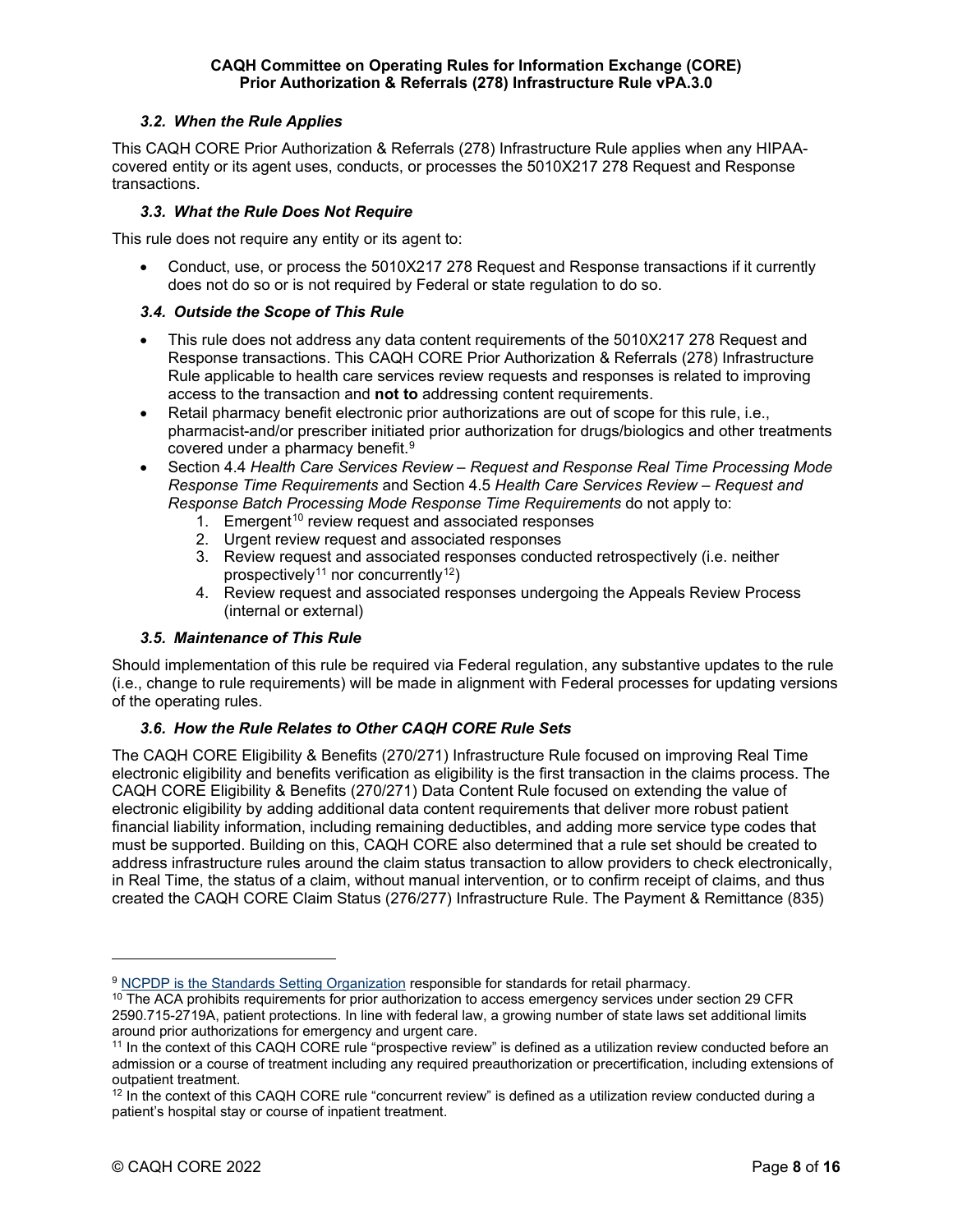### *3.2. When the Rule Applies*

This CAQH CORE Prior Authorization & Referrals (278) Infrastructure Rule applies when any HIPAA-covered entity or its agent uses, conducts, or processes the 5010X217 278 Request and Response transactions.

### *3.3. What the Rule Does Not Require*

This rule does not require any entity or its agent to:

- Conduct, use, or process the 5010X217 278 Request and Response transactions if it currently does not do so or is not required by Federal or state regulation to do so.

### *3.4. Outside the Scope of This Rule*

- This rule does not address any data content requirements of the 5010X217 278 Request and Response transactions. This CAQH CORE Prior Authorization & Referrals (278) Infrastructure Rule applicable to health care services review requests and responses is related to improving access to the transaction and **not to** addressing content requirements.
- Retail pharmacy benefit electronic prior authorizations are out of scope for this rule, i.e., pharmacist-and/or prescriber initiated prior authorization for drugs/biologics and other treatments covered under a pharmacy benefit.[9]
- Section 4.4 *Health Care Services Review – Request and Response Real Time Processing Mode Response Time Requirements* and Section 4.5 *Health Care Services Review – Request and Response Batch Processing Mode Response Time Requirements* do not apply to:
  1. Emergent[10] review request and associated responses
  2. Urgent review request and associated responses
  3. Review request and associated responses conducted retrospectively (i.e. neither prospectively[11] nor concurrently[12])
  4. Review request and associated responses undergoing the Appeals Review Process (internal or external)

### *3.5. Maintenance of This Rule*

Should implementation of this rule be required via Federal regulation, any substantive updates to the rule (i.e., change to rule requirements) will be made in alignment with Federal processes for updating versions of the operating rules.

### *3.6. How the Rule Relates to Other CAQH CORE Rule Sets*

The CAQH CORE Eligibility & Benefits (270/271) Infrastructure Rule focused on improving Real Time electronic eligibility and benefits verification as eligibility is the first transaction in the claims process. The CAQH CORE Eligibility & Benefits (270/271) Data Content Rule focused on extending the value of electronic eligibility by adding additional data content requirements that deliver more robust patient financial liability information, including remaining deductibles, and adding more service type codes that must be supported. Building on this, CAQH CORE also determined that a rule set should be created to address infrastructure rules around the claim status transaction to allow providers to check electronically, in Real Time, the status of a claim, without manual intervention, or to confirm receipt of claims, and thus created the CAQH CORE Claim Status (276/277) Infrastructure Rule. The Payment & Remittance (835)

---

[9] NCPDP is the Standards Setting Organization responsible for standards for retail pharmacy.

[10] The ACA prohibits requirements for prior authorization to access emergency services under section 29 CFR 2590.715-2719A, patient protections. In line with federal law, a growing number of state laws set additional limits around prior authorizations for emergency and urgent care.

[11] In the context of this CAQH CORE rule "prospective review" is defined as a utilization review conducted before an admission or a course of treatment including any required preauthorization or precertification, including extensions of outpatient treatment.

[12] In the context of this CAQH CORE rule "concurrent review" is defined as a utilization review conducted during a patient's hospital stay or course of inpatient treatment.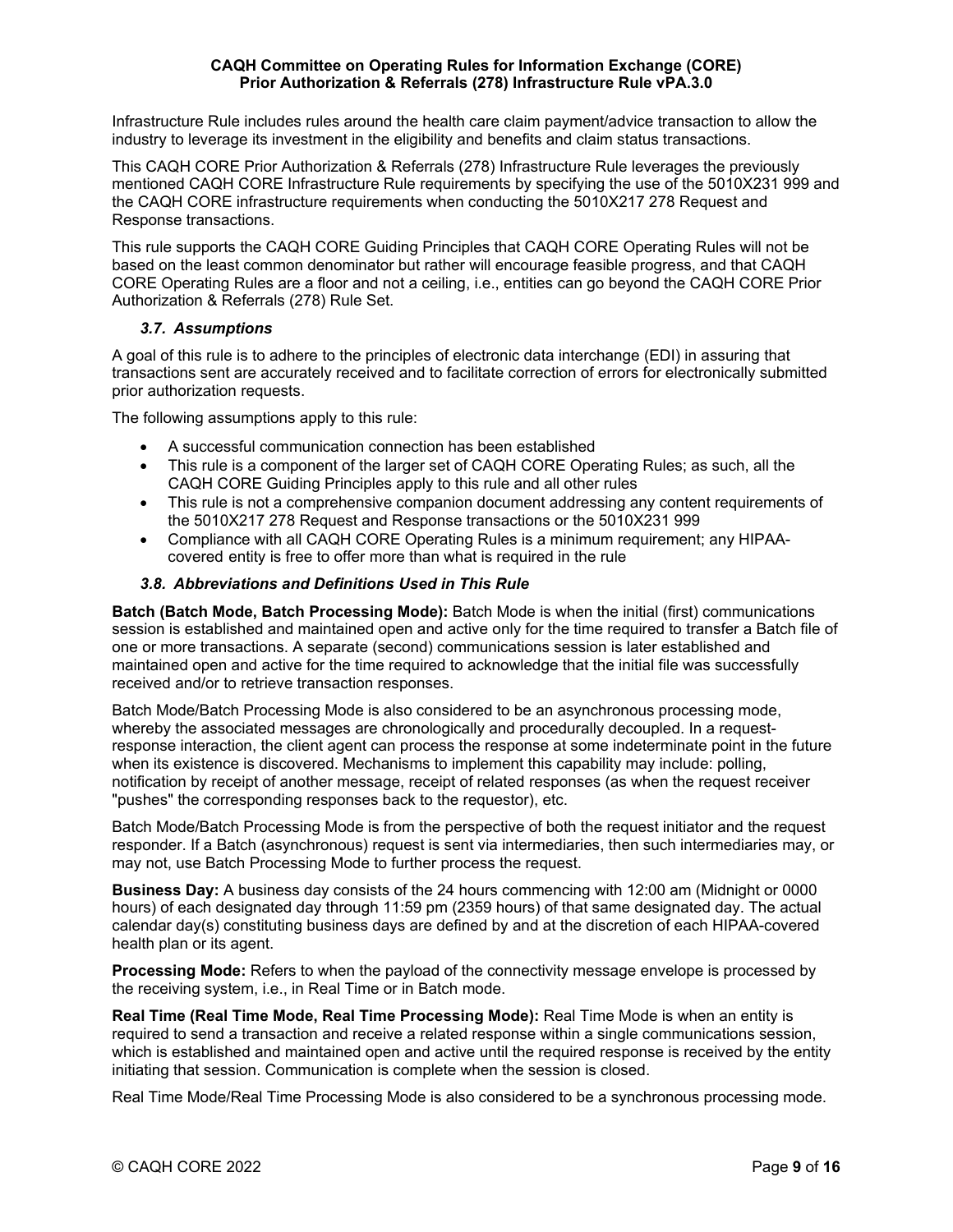Infrastructure Rule includes rules around the health care claim payment/advice transaction to allow the industry to leverage its investment in the eligibility and benefits and claim status transactions.

This CAQH CORE Prior Authorization & Referrals (278) Infrastructure Rule leverages the previously mentioned CAQH CORE Infrastructure Rule requirements by specifying the use of the 5010X231 999 and the CAQH CORE infrastructure requirements when conducting the 5010X217 278 Request and Response transactions.

This rule supports the CAQH CORE Guiding Principles that CAQH CORE Operating Rules will not be based on the least common denominator but rather will encourage feasible progress, and that CAQH CORE Operating Rules are a floor and not a ceiling, i.e., entities can go beyond the CAQH CORE Prior Authorization & Referrals (278) Rule Set.

### *3.7. Assumptions*

A goal of this rule is to adhere to the principles of electronic data interchange (EDI) in assuring that transactions sent are accurately received and to facilitate correction of errors for electronically submitted prior authorization requests.

The following assumptions apply to this rule:

- A successful communication connection has been established
- This rule is a component of the larger set of CAQH CORE Operating Rules; as such, all the CAQH CORE Guiding Principles apply to this rule and all other rules
- This rule is not a comprehensive companion document addressing any content requirements of the 5010X217 278 Request and Response transactions or the 5010X231 999
- Compliance with all CAQH CORE Operating Rules is a minimum requirement; any HIPAA-covered entity is free to offer more than what is required in the rule

### *3.8. Abbreviations and Definitions Used in This Rule*

**Batch (Batch Mode, Batch Processing Mode):** Batch Mode is when the initial (first) communications session is established and maintained open and active only for the time required to transfer a Batch file of one or more transactions. A separate (second) communications session is later established and maintained open and active for the time required to acknowledge that the initial file was successfully received and/or to retrieve transaction responses.

Batch Mode/Batch Processing Mode is also considered to be an asynchronous processing mode, whereby the associated messages are chronologically and procedurally decoupled. In a request-response interaction, the client agent can process the response at some indeterminate point in the future when its existence is discovered. Mechanisms to implement this capability may include: polling, notification by receipt of another message, receipt of related responses (as when the request receiver "pushes" the corresponding responses back to the requestor), etc.

Batch Mode/Batch Processing Mode is from the perspective of both the request initiator and the request responder. If a Batch (asynchronous) request is sent via intermediaries, then such intermediaries may, or may not, use Batch Processing Mode to further process the request.

**Business Day:** A business day consists of the 24 hours commencing with 12:00 am (Midnight or 0000 hours) of each designated day through 11:59 pm (2359 hours) of that same designated day. The actual calendar day(s) constituting business days are defined by and at the discretion of each HIPAA-covered health plan or its agent.

**Processing Mode:** Refers to when the payload of the connectivity message envelope is processed by the receiving system, i.e., in Real Time or in Batch mode.

**Real Time (Real Time Mode, Real Time Processing Mode):** Real Time Mode is when an entity is required to send a transaction and receive a related response within a single communications session, which is established and maintained open and active until the required response is received by the entity initiating that session. Communication is complete when the session is closed.

Real Time Mode/Real Time Processing Mode is also considered to be a synchronous processing mode.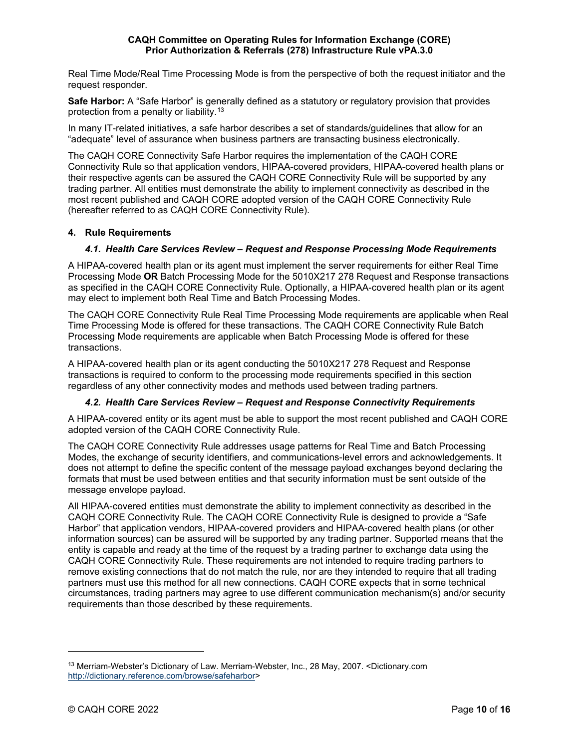Real Time Mode/Real Time Processing Mode is from the perspective of both the request initiator and the request responder.

**Safe Harbor:** A "Safe Harbor" is generally defined as a statutory or regulatory provision that provides protection from a penalty or liability.[13]

In many IT-related initiatives, a safe harbor describes a set of standards/guidelines that allow for an "adequate" level of assurance when business partners are transacting business electronically.

The CAQH CORE Connectivity Safe Harbor requires the implementation of the CAQH CORE Connectivity Rule so that application vendors, HIPAA-covered providers, HIPAA-covered health plans or their respective agents can be assured the CAQH CORE Connectivity Rule will be supported by any trading partner. All entities must demonstrate the ability to implement connectivity as described in the most recent published and CAQH CORE adopted version of the CAQH CORE Connectivity Rule (hereafter referred to as CAQH CORE Connectivity Rule).

## 4. Rule Requirements

### *4.1. Health Care Services Review – Request and Response Processing Mode Requirements*

A HIPAA-covered health plan or its agent must implement the server requirements for either Real Time Processing Mode **OR** Batch Processing Mode for the 5010X217 278 Request and Response transactions as specified in the CAQH CORE Connectivity Rule. Optionally, a HIPAA-covered health plan or its agent may elect to implement both Real Time and Batch Processing Modes.

The CAQH CORE Connectivity Rule Real Time Processing Mode requirements are applicable when Real Time Processing Mode is offered for these transactions. The CAQH CORE Connectivity Rule Batch Processing Mode requirements are applicable when Batch Processing Mode is offered for these transactions.

A HIPAA-covered health plan or its agent conducting the 5010X217 278 Request and Response transactions is required to conform to the processing mode requirements specified in this section regardless of any other connectivity modes and methods used between trading partners.

### *4.2. Health Care Services Review – Request and Response Connectivity Requirements*

A HIPAA-covered entity or its agent must be able to support the most recent published and CAQH CORE adopted version of the CAQH CORE Connectivity Rule.

The CAQH CORE Connectivity Rule addresses usage patterns for Real Time and Batch Processing Modes, the exchange of security identifiers, and communications-level errors and acknowledgements. It does not attempt to define the specific content of the message payload exchanges beyond declaring the formats that must be used between entities and that security information must be sent outside of the message envelope payload.

All HIPAA-covered entities must demonstrate the ability to implement connectivity as described in the CAQH CORE Connectivity Rule. The CAQH CORE Connectivity Rule is designed to provide a "Safe Harbor" that application vendors, HIPAA-covered providers and HIPAA-covered health plans (or other information sources) can be assured will be supported by any trading partner. Supported means that the entity is capable and ready at the time of the request by a trading partner to exchange data using the CAQH CORE Connectivity Rule. These requirements are not intended to require trading partners to remove existing connections that do not match the rule, nor are they intended to require that all trading partners must use this method for all new connections. CAQH CORE expects that in some technical circumstances, trading partners may agree to use different communication mechanism(s) and/or security requirements than those described by these requirements.

---

[13] Merriam-Webster's Dictionary of Law. Merriam-Webster, Inc., 28 May, 2007. <Dictionary.com http://dictionary.reference.com/browse/safeharbor>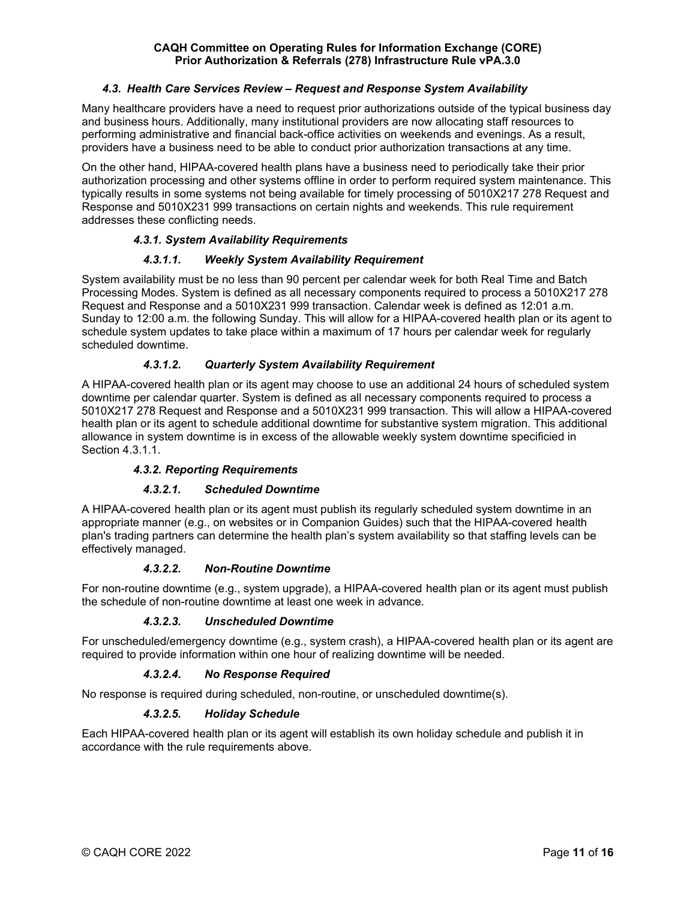### *4.3. Health Care Services Review – Request and Response System Availability*

Many healthcare providers have a need to request prior authorizations outside of the typical business day and business hours. Additionally, many institutional providers are now allocating staff resources to performing administrative and financial back-office activities on weekends and evenings. As a result, providers have a business need to be able to conduct prior authorization transactions at any time.

On the other hand, HIPAA-covered health plans have a business need to periodically take their prior authorization processing and other systems offline in order to perform required system maintenance. This typically results in some systems not being available for timely processing of 5010X217 278 Request and Response and 5010X231 999 transactions on certain nights and weekends. This rule requirement addresses these conflicting needs.

#### *4.3.1. System Availability Requirements*

##### *4.3.1.1. Weekly System Availability Requirement*

System availability must be no less than 90 percent per calendar week for both Real Time and Batch Processing Modes. System is defined as all necessary components required to process a 5010X217 278 Request and Response and a 5010X231 999 transaction. Calendar week is defined as 12:01 a.m. Sunday to 12:00 a.m. the following Sunday. This will allow for a HIPAA-covered health plan or its agent to schedule system updates to take place within a maximum of 17 hours per calendar week for regularly scheduled downtime.

##### *4.3.1.2. Quarterly System Availability Requirement*

A HIPAA-covered health plan or its agent may choose to use an additional 24 hours of scheduled system downtime per calendar quarter. System is defined as all necessary components required to process a 5010X217 278 Request and Response and a 5010X231 999 transaction. This will allow a HIPAA-covered health plan or its agent to schedule additional downtime for substantive system migration. This additional allowance in system downtime is in excess of the allowable weekly system downtime specificied in Section 4.3.1.1.

#### *4.3.2. Reporting Requirements*

##### *4.3.2.1. Scheduled Downtime*

A HIPAA-covered health plan or its agent must publish its regularly scheduled system downtime in an appropriate manner (e.g., on websites or in Companion Guides) such that the HIPAA-covered health plan's trading partners can determine the health plan's system availability so that staffing levels can be effectively managed.

##### *4.3.2.2. Non-Routine Downtime*

For non-routine downtime (e.g., system upgrade), a HIPAA-covered health plan or its agent must publish the schedule of non-routine downtime at least one week in advance.

##### *4.3.2.3. Unscheduled Downtime*

For unscheduled/emergency downtime (e.g., system crash), a HIPAA-covered health plan or its agent are required to provide information within one hour of realizing downtime will be needed.

##### *4.3.2.4. No Response Required*

No response is required during scheduled, non-routine, or unscheduled downtime(s).

##### *4.3.2.5. Holiday Schedule*

Each HIPAA-covered health plan or its agent will establish its own holiday schedule and publish it in accordance with the rule requirements above.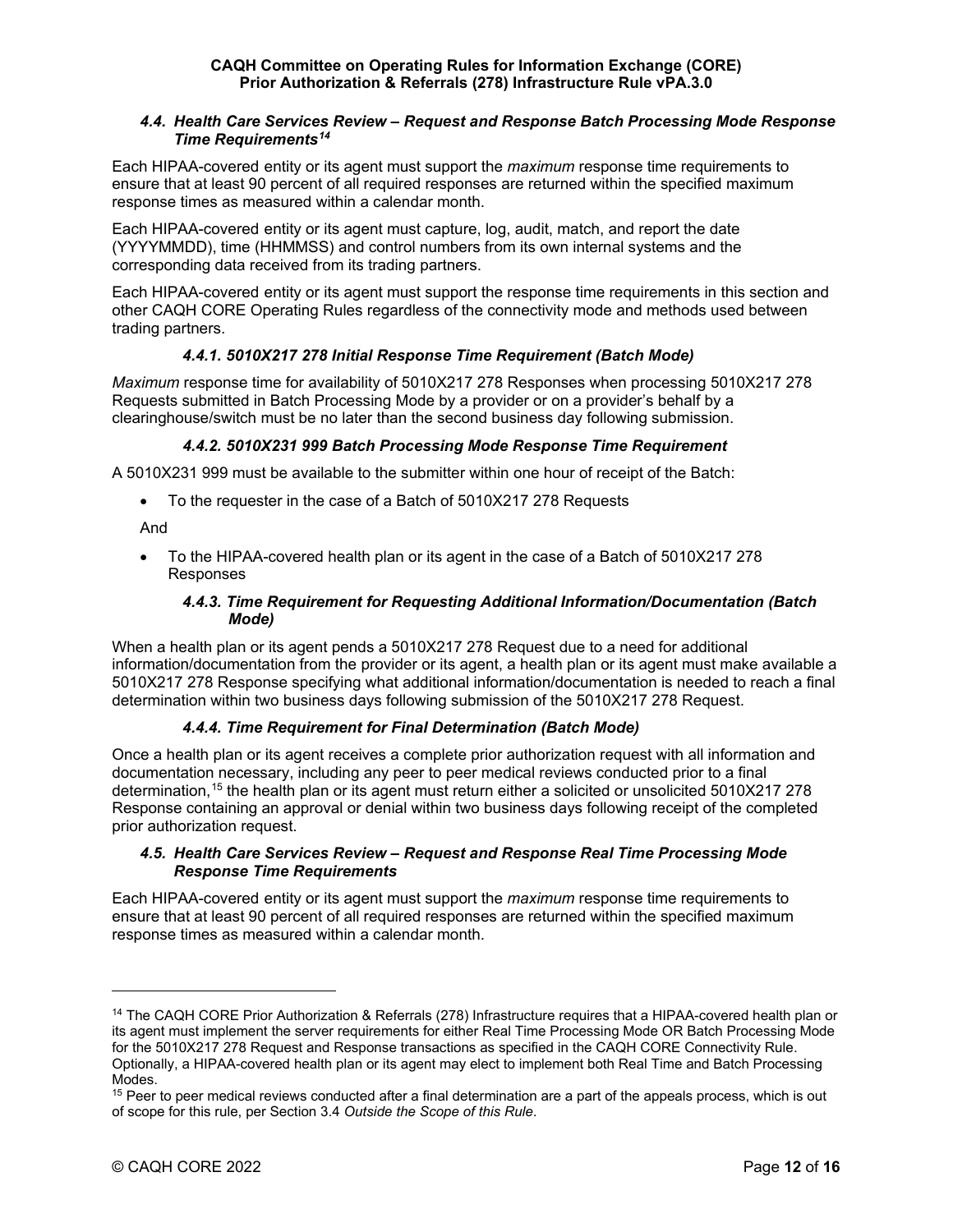### *4.4. Health Care Services Review – Request and Response Batch Processing Mode Response Time Requirements*[14]

Each HIPAA-covered entity or its agent must support the *maximum* response time requirements to ensure that at least 90 percent of all required responses are returned within the specified maximum response times as measured within a calendar month.

Each HIPAA-covered entity or its agent must capture, log, audit, match, and report the date (YYYYMMDD), time (HHMMSS) and control numbers from its own internal systems and the corresponding data received from its trading partners.

Each HIPAA-covered entity or its agent must support the response time requirements in this section and other CAQH CORE Operating Rules regardless of the connectivity mode and methods used between trading partners.

#### *4.4.1. 5010X217 278 Initial Response Time Requirement (Batch Mode)*

*Maximum* response time for availability of 5010X217 278 Responses when processing 5010X217 278 Requests submitted in Batch Processing Mode by a provider or on a provider's behalf by a clearinghouse/switch must be no later than the second business day following submission.

#### *4.4.2. 5010X231 999 Batch Processing Mode Response Time Requirement*

A 5010X231 999 must be available to the submitter within one hour of receipt of the Batch:

- To the requester in the case of a Batch of 5010X217 278 Requests

And

- To the HIPAA-covered health plan or its agent in the case of a Batch of 5010X217 278 Responses

#### *4.4.3. Time Requirement for Requesting Additional Information/Documentation (Batch Mode)*

When a health plan or its agent pends a 5010X217 278 Request due to a need for additional information/documentation from the provider or its agent, a health plan or its agent must make available a 5010X217 278 Response specifying what additional information/documentation is needed to reach a final determination within two business days following submission of the 5010X217 278 Request.

#### *4.4.4. Time Requirement for Final Determination (Batch Mode)*

Once a health plan or its agent receives a complete prior authorization request with all information and documentation necessary, including any peer to peer medical reviews conducted prior to a final determination,[15] the health plan or its agent must return either a solicited or unsolicited 5010X217 278 Response containing an approval or denial within two business days following receipt of the completed prior authorization request.

### *4.5. Health Care Services Review – Request and Response Real Time Processing Mode Response Time Requirements*

Each HIPAA-covered entity or its agent must support the *maximum* response time requirements to ensure that at least 90 percent of all required responses are returned within the specified maximum response times as measured within a calendar month.

---

[14] The CAQH CORE Prior Authorization & Referrals (278) Infrastructure requires that a HIPAA-covered health plan or its agent must implement the server requirements for either Real Time Processing Mode OR Batch Processing Mode for the 5010X217 278 Request and Response transactions as specified in the CAQH CORE Connectivity Rule. Optionally, a HIPAA-covered health plan or its agent may elect to implement both Real Time and Batch Processing Modes.

[15] Peer to peer medical reviews conducted after a final determination are a part of the appeals process, which is out of scope for this rule, per Section 3.4 *Outside the Scope of this Rule*.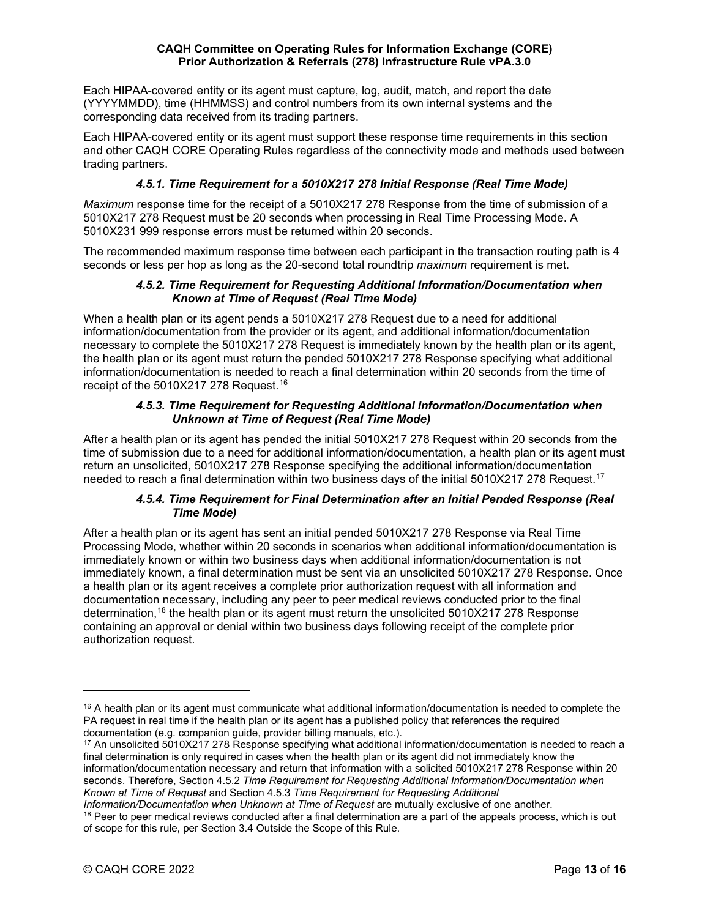Each HIPAA-covered entity or its agent must capture, log, audit, match, and report the date (YYYYMMDD), time (HHMMSS) and control numbers from its own internal systems and the corresponding data received from its trading partners.

Each HIPAA-covered entity or its agent must support these response time requirements in this section and other CAQH CORE Operating Rules regardless of the connectivity mode and methods used between trading partners.

#### *4.5.1. Time Requirement for a 5010X217 278 Initial Response (Real Time Mode)*

*Maximum* response time for the receipt of a 5010X217 278 Response from the time of submission of a 5010X217 278 Request must be 20 seconds when processing in Real Time Processing Mode. A 5010X231 999 response errors must be returned within 20 seconds.

The recommended maximum response time between each participant in the transaction routing path is 4 seconds or less per hop as long as the 20-second total roundtrip *maximum* requirement is met.

#### *4.5.2. Time Requirement for Requesting Additional Information/Documentation when Known at Time of Request (Real Time Mode)*

When a health plan or its agent pends a 5010X217 278 Request due to a need for additional information/documentation from the provider or its agent, and additional information/documentation necessary to complete the 5010X217 278 Request is immediately known by the health plan or its agent, the health plan or its agent must return the pended 5010X217 278 Response specifying what additional information/documentation is needed to reach a final determination within 20 seconds from the time of receipt of the 5010X217 278 Request.[16]

#### *4.5.3. Time Requirement for Requesting Additional Information/Documentation when Unknown at Time of Request (Real Time Mode)*

After a health plan or its agent has pended the initial 5010X217 278 Request within 20 seconds from the time of submission due to a need for additional information/documentation, a health plan or its agent must return an unsolicited, 5010X217 278 Response specifying the additional information/documentation needed to reach a final determination within two business days of the initial 5010X217 278 Request.[17]

#### *4.5.4. Time Requirement for Final Determination after an Initial Pended Response (Real Time Mode)*

After a health plan or its agent has sent an initial pended 5010X217 278 Response via Real Time Processing Mode, whether within 20 seconds in scenarios when additional information/documentation is immediately known or within two business days when additional information/documentation is not immediately known, a final determination must be sent via an unsolicited 5010X217 278 Response. Once a health plan or its agent receives a complete prior authorization request with all information and documentation necessary, including any peer to peer medical reviews conducted prior to the final determination,[18] the health plan or its agent must return the unsolicited 5010X217 278 Response containing an approval or denial within two business days following receipt of the complete prior authorization request.

---

[16] A health plan or its agent must communicate what additional information/documentation is needed to complete the PA request in real time if the health plan or its agent has a published policy that references the required documentation (e.g. companion guide, provider billing manuals, etc.).

[17] An unsolicited 5010X217 278 Response specifying what additional information/documentation is needed to reach a final determination is only required in cases when the health plan or its agent did not immediately know the information/documentation necessary and return that information with a solicited 5010X217 278 Response within 20 seconds. Therefore, Section 4.5.2 *Time Requirement for Requesting Additional Information/Documentation when Known at Time of Request* and Section 4.5.3 *Time Requirement for Requesting Additional Information/Documentation when Unknown at Time of Request* are mutually exclusive of one another.

[18] Peer to peer medical reviews conducted after a final determination are a part of the appeals process, which is out of scope for this rule, per Section 3.4 Outside the Scope of this Rule.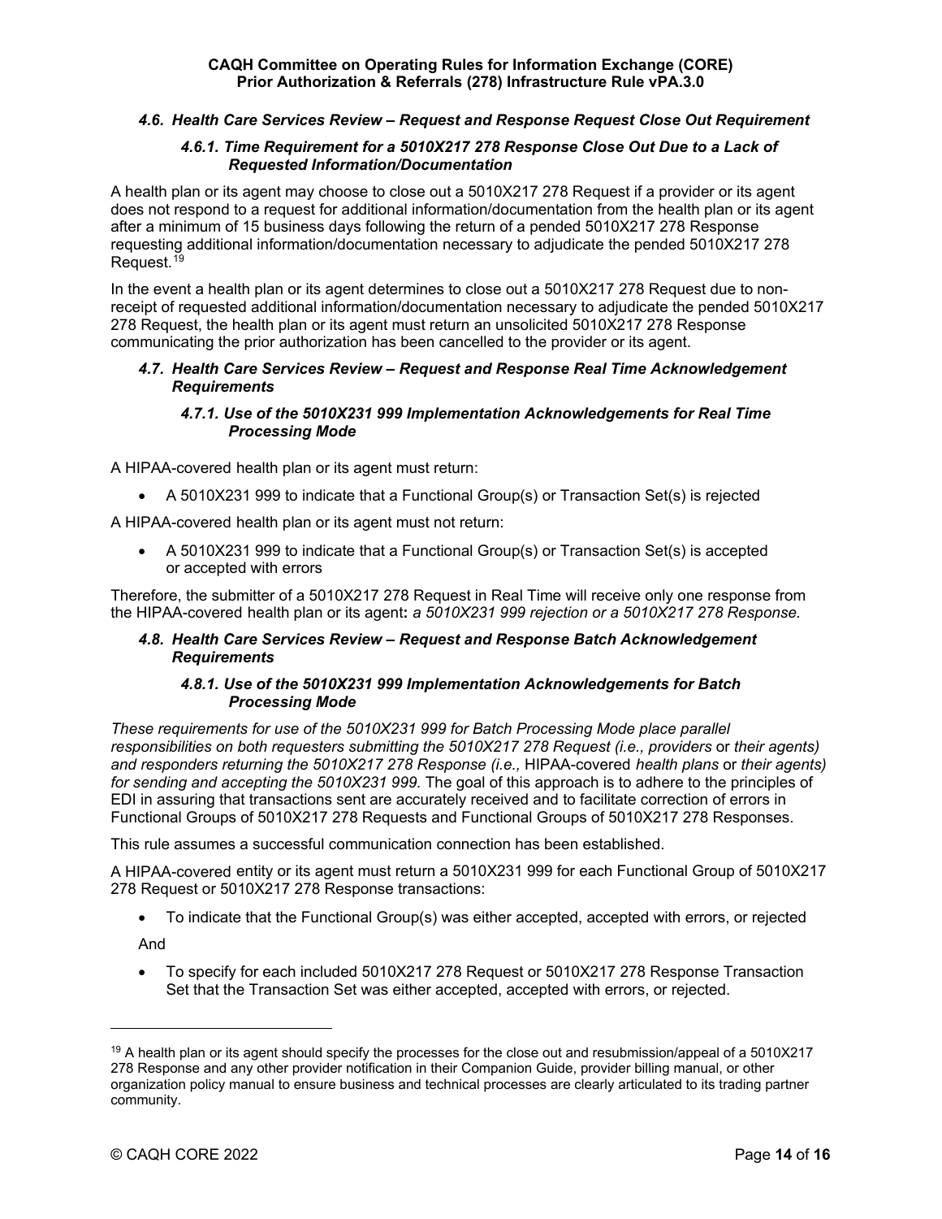### *4.6. Health Care Services Review – Request and Response Request Close Out Requirement*

#### *4.6.1. Time Requirement for a 5010X217 278 Response Close Out Due to a Lack of Requested Information/Documentation*

A health plan or its agent may choose to close out a 5010X217 278 Request if a provider or its agent does not respond to a request for additional information/documentation from the health plan or its agent after a minimum of 15 business days following the return of a pended 5010X217 278 Response requesting additional information/documentation necessary to adjudicate the pended 5010X217 278 Request.[19]

In the event a health plan or its agent determines to close out a 5010X217 278 Request due to non-receipt of requested additional information/documentation necessary to adjudicate the pended 5010X217 278 Request, the health plan or its agent must return an unsolicited 5010X217 278 Response communicating the prior authorization has been cancelled to the provider or its agent.

### *4.7. Health Care Services Review – Request and Response Real Time Acknowledgement Requirements*

#### *4.7.1. Use of the 5010X231 999 Implementation Acknowledgements for Real Time Processing Mode*

A HIPAA-covered health plan or its agent must return:

- A 5010X231 999 to indicate that a Functional Group(s) or Transaction Set(s) is rejected

A HIPAA-covered health plan or its agent must not return:

- A 5010X231 999 to indicate that a Functional Group(s) or Transaction Set(s) is accepted or accepted with errors

Therefore, the submitter of a 5010X217 278 Request in Real Time will receive only one response from the HIPAA-covered health plan or its agent**:** *a 5010X231 999 rejection or a 5010X217 278 Response.*

### *4.8. Health Care Services Review – Request and Response Batch Acknowledgement Requirements*

#### *4.8.1. Use of the 5010X231 999 Implementation Acknowledgements for Batch Processing Mode*

*These requirements for use of the 5010X231 999 for Batch Processing Mode place parallel responsibilities on both requesters submitting the 5010X217 278 Request (i.e., providers* or *their agents) and responders returning the 5010X217 278 Response (i.e.,* HIPAA-covered *health plans* or *their agents) for sending and accepting the 5010X231 999.* The goal of this approach is to adhere to the principles of EDI in assuring that transactions sent are accurately received and to facilitate correction of errors in Functional Groups of 5010X217 278 Requests and Functional Groups of 5010X217 278 Responses.

This rule assumes a successful communication connection has been established.

A HIPAA-covered entity or its agent must return a 5010X231 999 for each Functional Group of 5010X217 278 Request or 5010X217 278 Response transactions:

- To indicate that the Functional Group(s) was either accepted, accepted with errors, or rejected

  And

- To specify for each included 5010X217 278 Request or 5010X217 278 Response Transaction Set that the Transaction Set was either accepted, accepted with errors, or rejected.

---

[19] A health plan or its agent should specify the processes for the close out and resubmission/appeal of a 5010X217 278 Response and any other provider notification in their Companion Guide, provider billing manual, or other organization policy manual to ensure business and technical processes are clearly articulated to its trading partner community.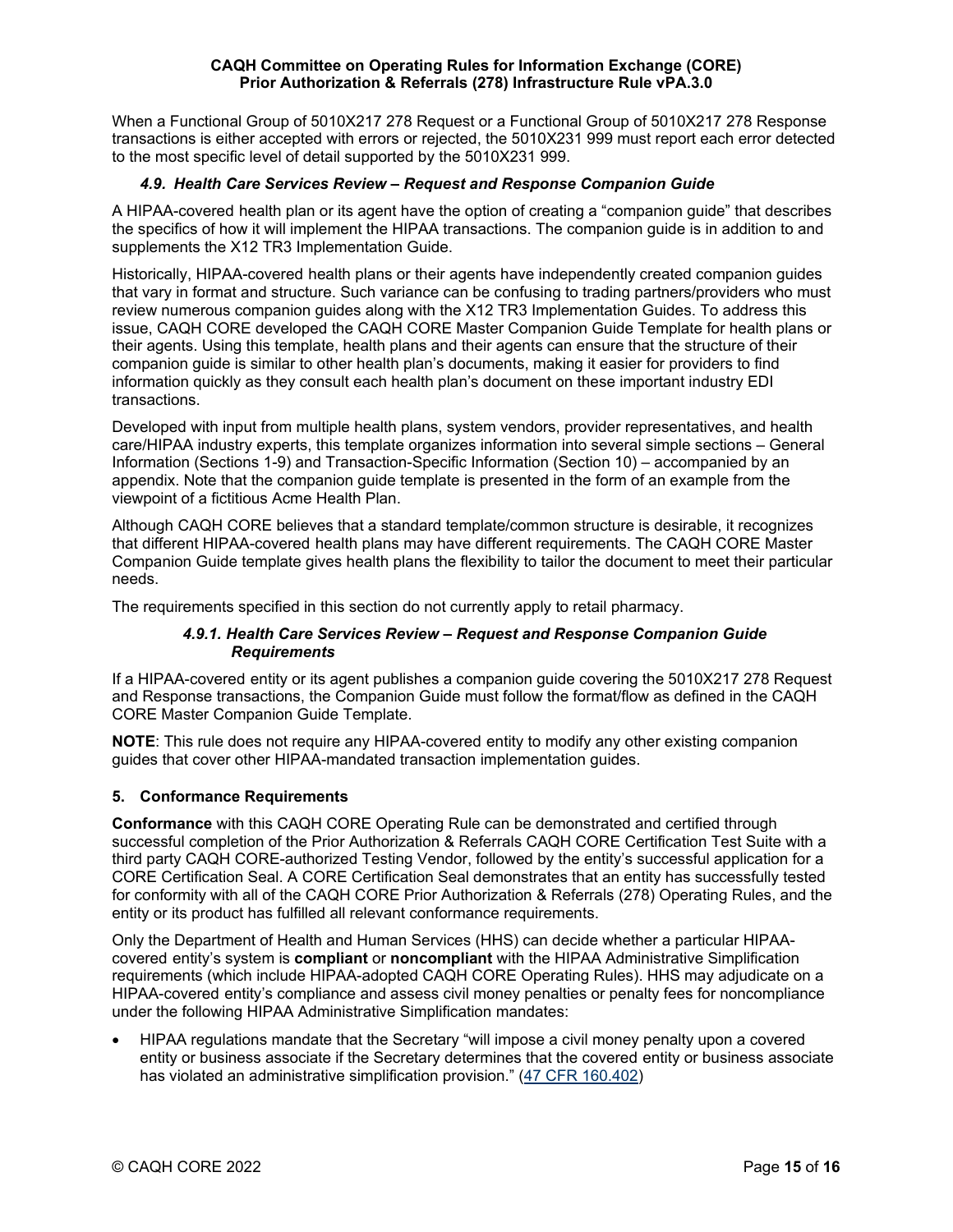When a Functional Group of 5010X217 278 Request or a Functional Group of 5010X217 278 Response transactions is either accepted with errors or rejected, the 5010X231 999 must report each error detected to the most specific level of detail supported by the 5010X231 999.

### *4.9. Health Care Services Review – Request and Response Companion Guide*

A HIPAA-covered health plan or its agent have the option of creating a "companion guide" that describes the specifics of how it will implement the HIPAA transactions. The companion guide is in addition to and supplements the X12 TR3 Implementation Guide.

Historically, HIPAA-covered health plans or their agents have independently created companion guides that vary in format and structure. Such variance can be confusing to trading partners/providers who must review numerous companion guides along with the X12 TR3 Implementation Guides. To address this issue, CAQH CORE developed the CAQH CORE Master Companion Guide Template for health plans or their agents. Using this template, health plans and their agents can ensure that the structure of their companion guide is similar to other health plan's documents, making it easier for providers to find information quickly as they consult each health plan's document on these important industry EDI transactions.

Developed with input from multiple health plans, system vendors, provider representatives, and health care/HIPAA industry experts, this template organizes information into several simple sections – General Information (Sections 1-9) and Transaction-Specific Information (Section 10) – accompanied by an appendix. Note that the companion guide template is presented in the form of an example from the viewpoint of a fictitious Acme Health Plan.

Although CAQH CORE believes that a standard template/common structure is desirable, it recognizes that different HIPAA-covered health plans may have different requirements. The CAQH CORE Master Companion Guide template gives health plans the flexibility to tailor the document to meet their particular needs.

The requirements specified in this section do not currently apply to retail pharmacy.

#### *4.9.1. Health Care Services Review – Request and Response Companion Guide Requirements*

If a HIPAA-covered entity or its agent publishes a companion guide covering the 5010X217 278 Request and Response transactions, the Companion Guide must follow the format/flow as defined in the CAQH CORE Master Companion Guide Template.

**NOTE**: This rule does not require any HIPAA-covered entity to modify any other existing companion guides that cover other HIPAA-mandated transaction implementation guides.

## 5. Conformance Requirements

**Conformance** with this CAQH CORE Operating Rule can be demonstrated and certified through successful completion of the Prior Authorization & Referrals CAQH CORE Certification Test Suite with a third party CAQH CORE-authorized Testing Vendor, followed by the entity's successful application for a CORE Certification Seal. A CORE Certification Seal demonstrates that an entity has successfully tested for conformity with all of the CAQH CORE Prior Authorization & Referrals (278) Operating Rules, and the entity or its product has fulfilled all relevant conformance requirements.

Only the Department of Health and Human Services (HHS) can decide whether a particular HIPAA-covered entity's system is **compliant** or **noncompliant** with the HIPAA Administrative Simplification requirements (which include HIPAA-adopted CAQH CORE Operating Rules). HHS may adjudicate on a HIPAA-covered entity's compliance and assess civil money penalties or penalty fees for noncompliance under the following HIPAA Administrative Simplification mandates:

- HIPAA regulations mandate that the Secretary "will impose a civil money penalty upon a covered entity or business associate if the Secretary determines that the covered entity or business associate has violated an administrative simplification provision." (47 CFR 160.402)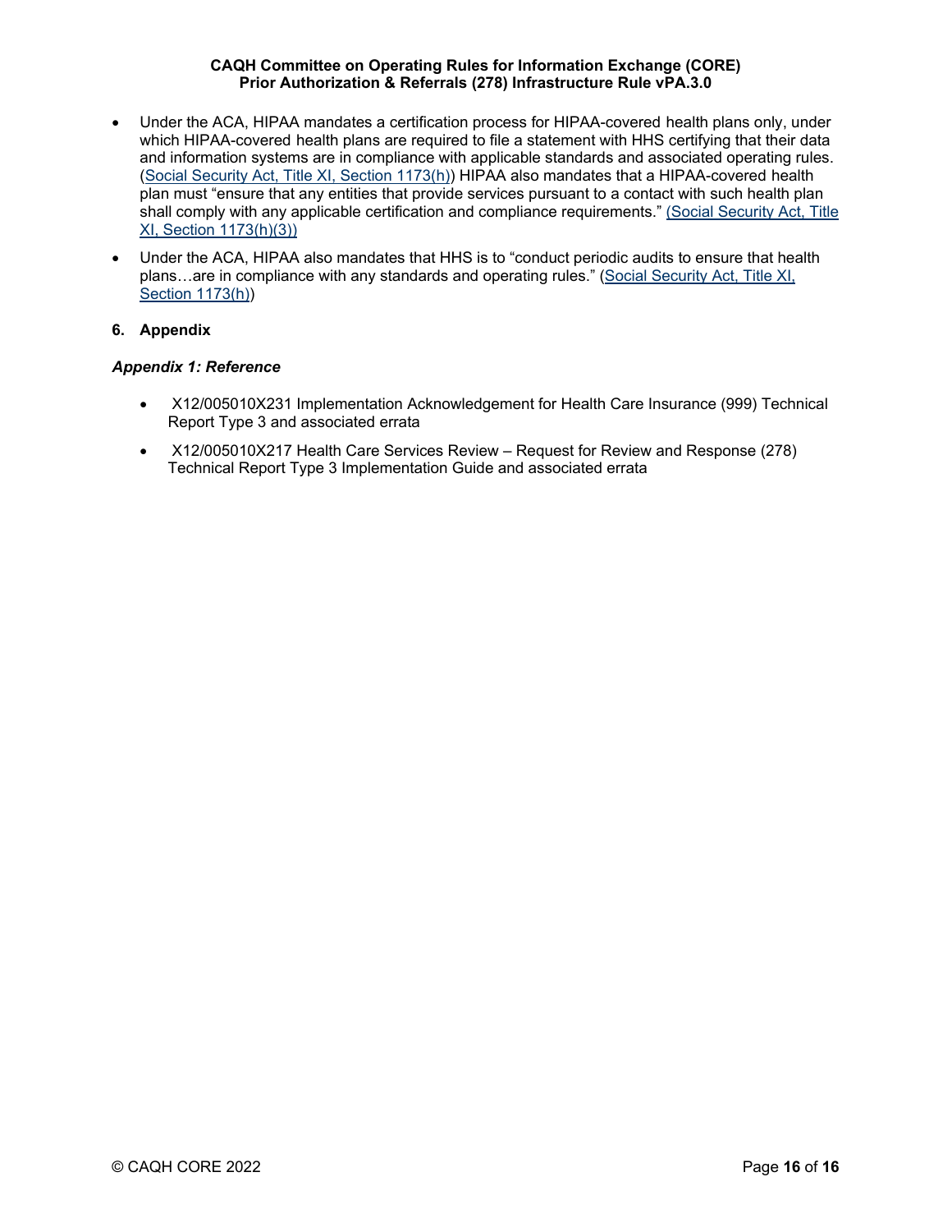- Under the ACA, HIPAA mandates a certification process for HIPAA-covered health plans only, under which HIPAA-covered health plans are required to file a statement with HHS certifying that their data and information systems are in compliance with applicable standards and associated operating rules. (Social Security Act, Title XI, Section 1173(h)) HIPAA also mandates that a HIPAA-covered health plan must "ensure that any entities that provide services pursuant to a contact with such health plan shall comply with any applicable certification and compliance requirements." (Social Security Act, Title XI, Section 1173(h)(3))
- Under the ACA, HIPAA also mandates that HHS is to "conduct periodic audits to ensure that health plans…are in compliance with any standards and operating rules." (Social Security Act, Title XI, Section 1173(h))

## 6. Appendix

### *Appendix 1: Reference*

- X12/005010X231 Implementation Acknowledgement for Health Care Insurance (999) Technical Report Type 3 and associated errata
- X12/005010X217 Health Care Services Review – Request for Review and Response (278) Technical Report Type 3 Implementation Guide and associated errata